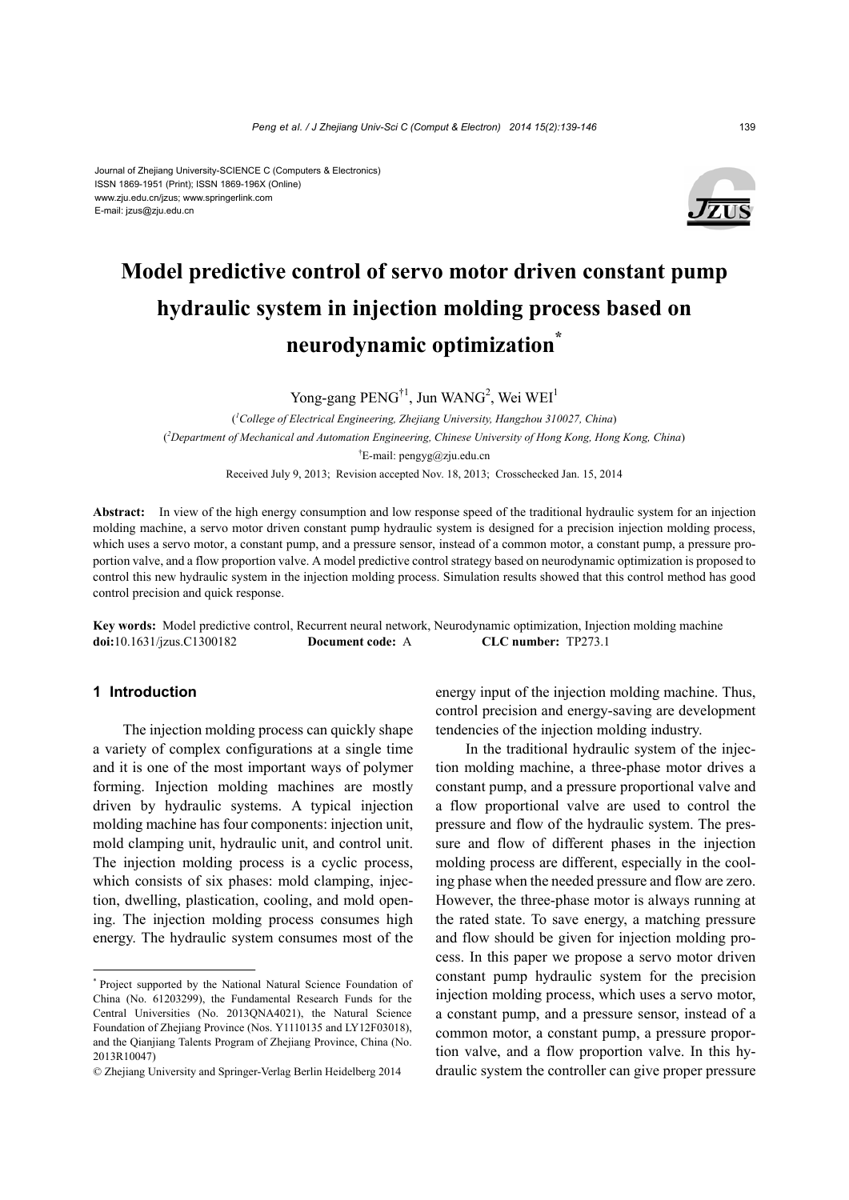Journal of Zhejiang University-SCIENCE C (Computers & Electronics)
ISSN 1869-1951 (Print); ISSN 1869-196X (Online)
www.zju.edu.cn/jzus; www.springerlink.com
E-mail: jzus@zju.edu.cn

# Model predictive control of servo motor driven constant pump hydraulic system in injection molding process based on neurodynamic optimization*

Yong-gang PENG[†1], Jun WANG[2], Wei WEI[1]

([1]College of Electrical Engineering, Zhejiang University, Hangzhou 310027, China)

([2]Department of Mechanical and Automation Engineering, Chinese University of Hong Kong, Hong Kong, China)

[†]E-mail: pengyg@zju.edu.cn

Received July 9, 2013; Revision accepted Nov. 18, 2013; Crosschecked Jan. 15, 2014

**Abstract:** In view of the high energy consumption and low response speed of the traditional hydraulic system for an injection molding machine, a servo motor driven constant pump hydraulic system is designed for a precision injection molding process, which uses a servo motor, a constant pump, and a pressure sensor, instead of a common motor, a constant pump, a pressure proportion valve, and a flow proportion valve. A model predictive control strategy based on neurodynamic optimization is proposed to control this new hydraulic system in the injection molding process. Simulation results showed that this control method has good control precision and quick response.

**Key words:** Model predictive control, Recurrent neural network, Neurodynamic optimization, Injection molding machine
**doi:**10.1631/jzus.C1300182 **Document code:** A **CLC number:** TP273.1

## 1 Introduction

The injection molding process can quickly shape a variety of complex configurations at a single time and it is one of the most important ways of polymer forming. Injection molding machines are mostly driven by hydraulic systems. A typical injection molding machine has four components: injection unit, mold clamping unit, hydraulic unit, and control unit. The injection molding process is a cyclic process, which consists of six phases: mold clamping, injection, dwelling, plastication, cooling, and mold opening. The injection molding process consumes high energy. The hydraulic system consumes most of the energy input of the injection molding machine. Thus, control precision and energy-saving are development tendencies of the injection molding industry.

In the traditional hydraulic system of the injection molding machine, a three-phase motor drives a constant pump, and a pressure proportional valve and a flow proportional valve are used to control the pressure and flow of the hydraulic system. The pressure and flow of different phases in the injection molding process are different, especially in the cooling phase when the needed pressure and flow are zero. However, the three-phase motor is always running at the rated state. To save energy, a matching pressure and flow should be given for injection molding process. In this paper we propose a servo motor driven constant pump hydraulic system for the precision injection molding process, which uses a servo motor, a constant pump, and a pressure sensor, instead of a common motor, a constant pump, a pressure proportion valve, and a flow proportion valve. In this hydraulic system the controller can give proper pressure

---

\* Project supported by the National Natural Science Foundation of China (No. 61203299), the Fundamental Research Funds for the Central Universities (No. 2013QNA4021), the Natural Science Foundation of Zhejiang Province (Nos. Y1110135 and LY12F03018), and the Qianjiang Talents Program of Zhejiang Province, China (No. 2013R10047)

© Zhejiang University and Springer-Verlag Berlin Heidelberg 2014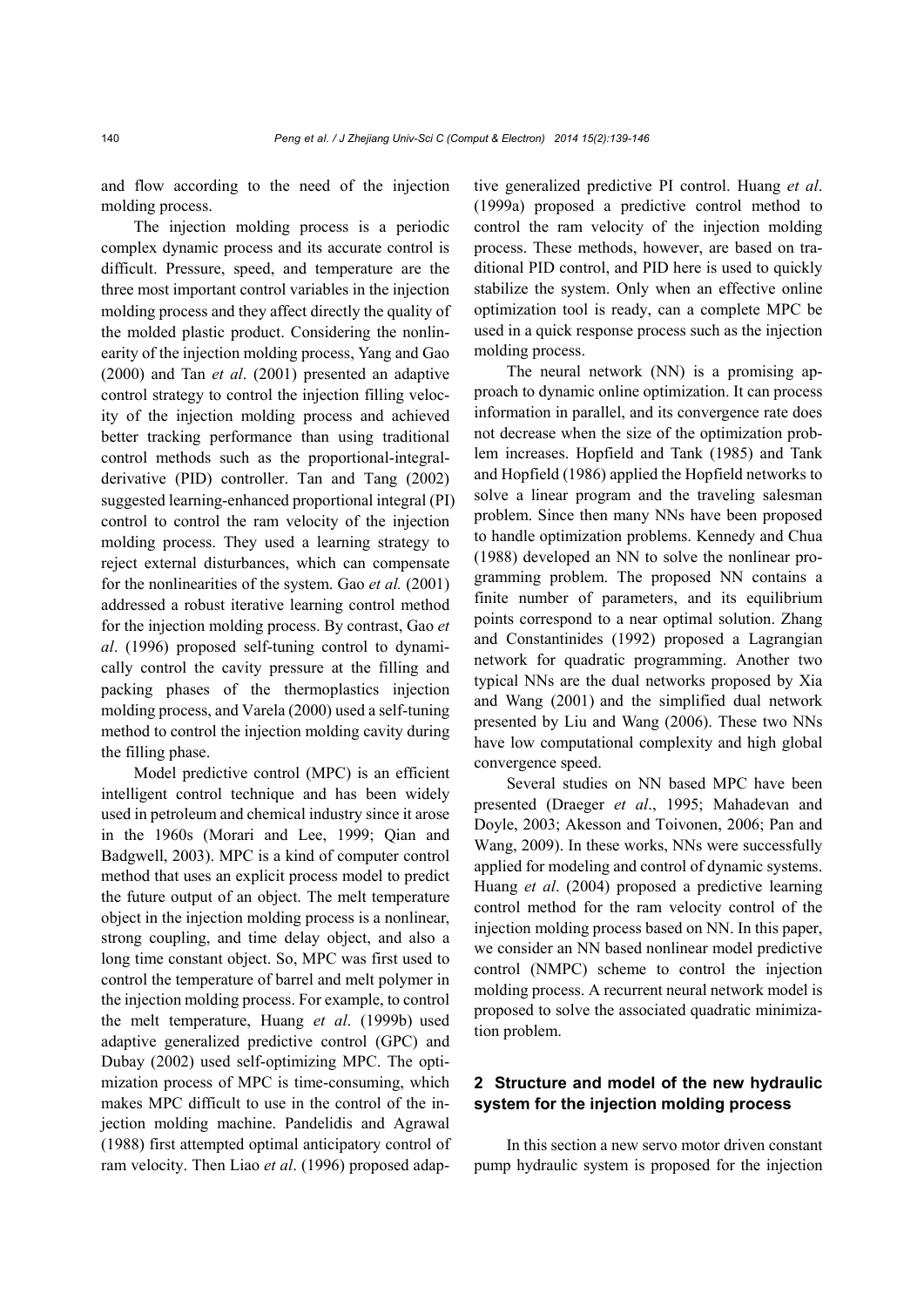and flow according to the need of the injection molding process.

The injection molding process is a periodic complex dynamic process and its accurate control is difficult. Pressure, speed, and temperature are the three most important control variables in the injection molding process and they affect directly the quality of the molded plastic product. Considering the nonlinearity of the injection molding process, Yang and Gao (2000) and Tan *et al*. (2001) presented an adaptive control strategy to control the injection filling velocity of the injection molding process and achieved better tracking performance than using traditional control methods such as the proportional-integral-derivative (PID) controller. Tan and Tang (2002) suggested learning-enhanced proportional integral (PI) control to control the ram velocity of the injection molding process. They used a learning strategy to reject external disturbances, which can compensate for the nonlinearities of the system. Gao *et al.* (2001) addressed a robust iterative learning control method for the injection molding process. By contrast, Gao *et al*. (1996) proposed self-tuning control to dynamically control the cavity pressure at the filling and packing phases of the thermoplastics injection molding process, and Varela (2000) used a self-tuning method to control the injection molding cavity during the filling phase.

Model predictive control (MPC) is an efficient intelligent control technique and has been widely used in petroleum and chemical industry since it arose in the 1960s (Morari and Lee, 1999; Qian and Badgwell, 2003). MPC is a kind of computer control method that uses an explicit process model to predict the future output of an object. The melt temperature object in the injection molding process is a nonlinear, strong coupling, and time delay object, and also a long time constant object. So, MPC was first used to control the temperature of barrel and melt polymer in the injection molding process. For example, to control the melt temperature, Huang *et al*. (1999b) used adaptive generalized predictive control (GPC) and Dubay (2002) used self-optimizing MPC. The optimization process of MPC is time-consuming, which makes MPC difficult to use in the control of the injection molding machine. Pandelidis and Agrawal (1988) first attempted optimal anticipatory control of ram velocity. Then Liao *et al*. (1996) proposed adaptive generalized predictive PI control. Huang *et al*. (1999a) proposed a predictive control method to control the ram velocity of the injection molding process. These methods, however, are based on traditional PID control, and PID here is used to quickly stabilize the system. Only when an effective online optimization tool is ready, can a complete MPC be used in a quick response process such as the injection molding process.

The neural network (NN) is a promising approach to dynamic online optimization. It can process information in parallel, and its convergence rate does not decrease when the size of the optimization problem increases. Hopfield and Tank (1985) and Tank and Hopfield (1986) applied the Hopfield networks to solve a linear program and the traveling salesman problem. Since then many NNs have been proposed to handle optimization problems. Kennedy and Chua (1988) developed an NN to solve the nonlinear programming problem. The proposed NN contains a finite number of parameters, and its equilibrium points correspond to a near optimal solution. Zhang and Constantinides (1992) proposed a Lagrangian network for quadratic programming. Another two typical NNs are the dual networks proposed by Xia and Wang (2001) and the simplified dual network presented by Liu and Wang (2006). These two NNs have low computational complexity and high global convergence speed.

Several studies on NN based MPC have been presented (Draeger *et al*., 1995; Mahadevan and Doyle, 2003; Akesson and Toivonen, 2006; Pan and Wang, 2009). In these works, NNs were successfully applied for modeling and control of dynamic systems. Huang *et al*. (2004) proposed a predictive learning control method for the ram velocity control of the injection molding process based on NN. In this paper, we consider an NN based nonlinear model predictive control (NMPC) scheme to control the injection molding process. A recurrent neural network model is proposed to solve the associated quadratic minimization problem.

## 2 Structure and model of the new hydraulic system for the injection molding process

In this section a new servo motor driven constant pump hydraulic system is proposed for the injection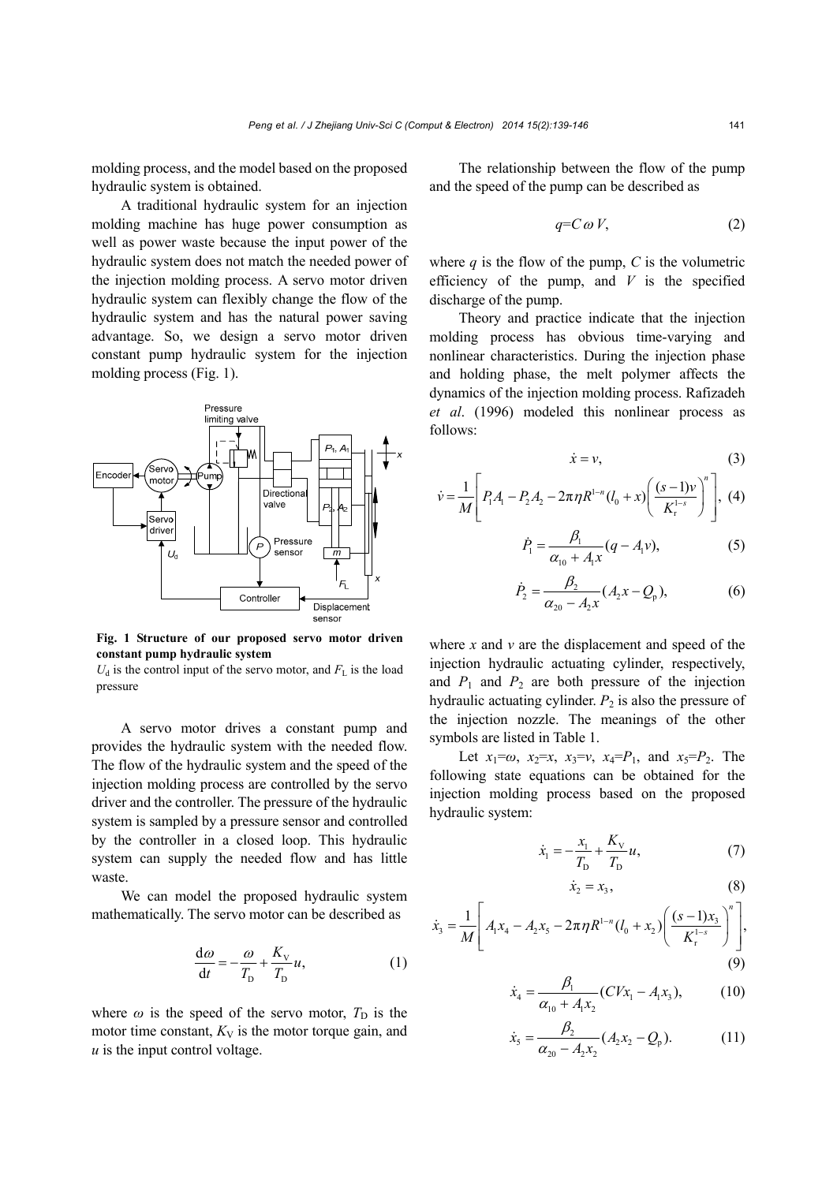molding process, and the model based on the proposed hydraulic system is obtained.

A traditional hydraulic system for an injection molding machine has huge power consumption as well as power waste because the input power of the hydraulic system does not match the needed power of the injection molding process. A servo motor driven hydraulic system can flexibly change the flow of the hydraulic system and has the natural power saving advantage. So, we design a servo motor driven constant pump hydraulic system for the injection molding process (Fig. 1).

**Fig. 1 Structure of our proposed servo motor driven constant pump hydraulic system**

$U_d$ is the control input of the servo motor, and $F_L$ is the load pressure

A servo motor drives a constant pump and provides the hydraulic system with the needed flow. The flow of the hydraulic system and the speed of the injection molding process are controlled by the servo driver and the controller. The pressure of the hydraulic system is sampled by a pressure sensor and controlled by the controller in a closed loop. This hydraulic system can supply the needed flow and has little waste.

We can model the proposed hydraulic system mathematically. The servo motor can be described as

$$\frac{\mathrm{d}\omega}{\mathrm{d}t} = -\frac{\omega}{T_\mathrm{D}} + \frac{K_\mathrm{V}}{T_\mathrm{D}}u, \tag{1}$$

where $\omega$ is the speed of the servo motor, $T_\mathrm{D}$ is the motor time constant, $K_\mathrm{V}$ is the motor torque gain, and $u$ is the input control voltage.

The relationship between the flow of the pump and the speed of the pump can be described as

$$q = C\omega V, \tag{2}$$

where $q$ is the flow of the pump, $C$ is the volumetric efficiency of the pump, and $V$ is the specified discharge of the pump.

Theory and practice indicate that the injection molding process has obvious time-varying and nonlinear characteristics. During the injection phase and holding phase, the melt polymer affects the dynamics of the injection molding process. Rafizadeh *et al*. (1996) modeled this nonlinear process as follows:

$$\dot{x} = v, \tag{3}$$

$$\dot{v} = \frac{1}{M}\left[P_1 A_1 - P_2 A_2 - 2\pi\eta R^{1-n}(l_0 + x)\left(\frac{(s-1)v}{K_\mathrm{r}^{1-s}}\right)^n\right], \tag{4}$$

$$\dot{P}_1 = \frac{\beta_1}{\alpha_{10} + A_1 x}(q - A_1 v), \tag{5}$$

$$\dot{P}_2 = \frac{\beta_2}{\alpha_{20} - A_2 x}(A_2 x - Q_\mathrm{p}), \tag{6}$$

where $x$ and $v$ are the displacement and speed of the injection hydraulic actuating cylinder, respectively, and $P_1$ and $P_2$ are both pressure of the injection hydraulic actuating cylinder. $P_2$ is also the pressure of the injection nozzle. The meanings of the other symbols are listed in Table 1.

Let $x_1=\omega$, $x_2=x$, $x_3=v$, $x_4=P_1$, and $x_5=P_2$. The following state equations can be obtained for the injection molding process based on the proposed hydraulic system:

$$\dot{x}_1 = -\frac{x_1}{T_\mathrm{D}} + \frac{K_\mathrm{V}}{T_\mathrm{D}}u, \tag{7}$$

$$\dot{x}_2 = x_3, \tag{8}$$

$$\dot{x}_3 = \frac{1}{M}\left[A_1 x_4 - A_2 x_5 - 2\pi\eta R^{1-n}(l_0 + x_2)\left(\frac{(s-1)x_3}{K_\mathrm{r}^{1-s}}\right)^n\right], \tag{9}$$

$$\dot{x}_4 = \frac{\beta_1}{\alpha_{10} + A_1 x_2}(CVx_1 - A_1 x_3), \tag{10}$$

$$\dot{x}_5 = \frac{\beta_2}{\alpha_{20} - A_2 x_2}(A_2 x_2 - Q_\mathrm{p}). \tag{11}$$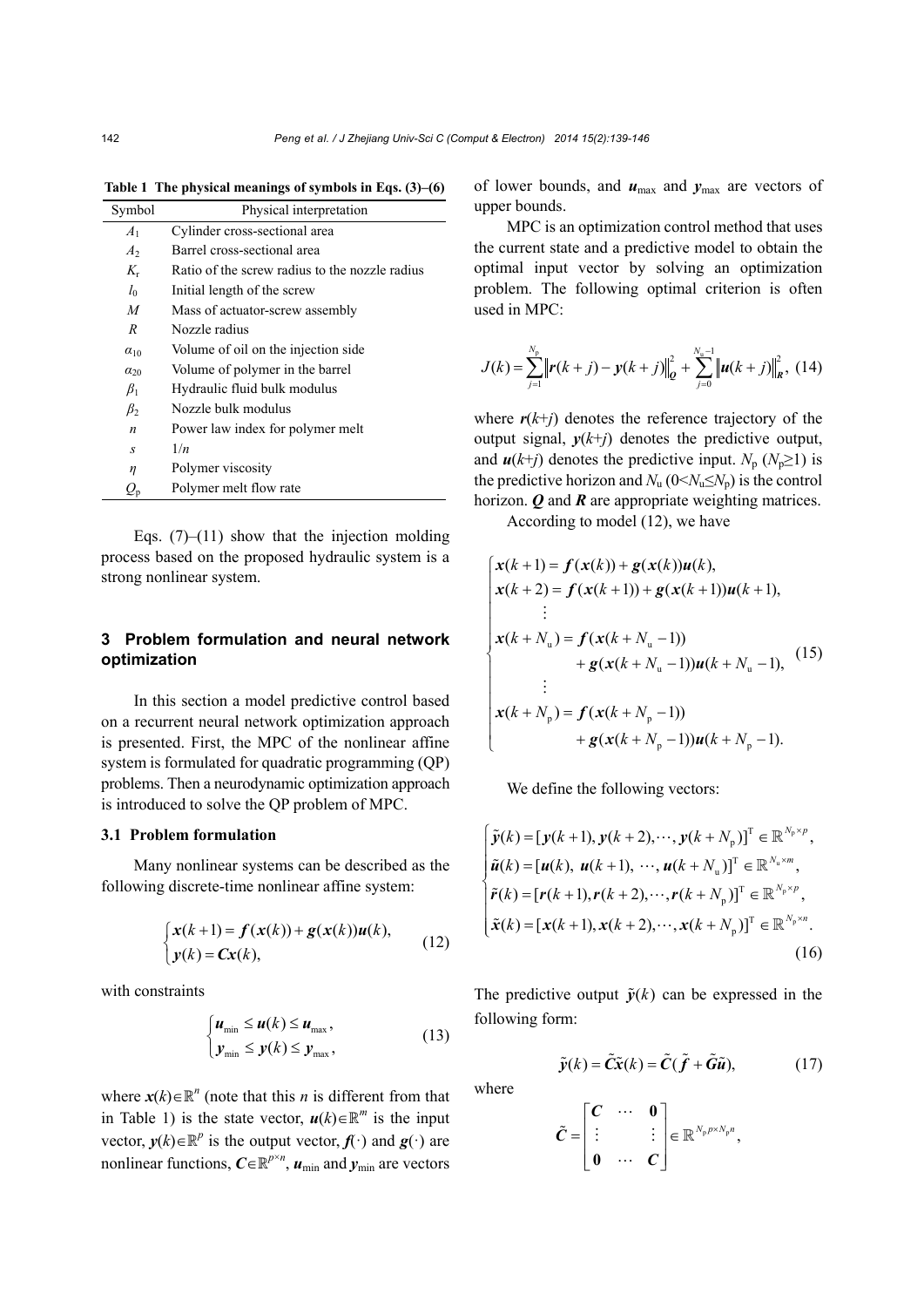**Table 1 The physical meanings of symbols in Eqs. (3)–(6)**

| Symbol | Physical interpretation |
|---|---|
| $A_1$ | Cylinder cross-sectional area |
| $A_2$ | Barrel cross-sectional area |
| $K_r$ | Ratio of the screw radius to the nozzle radius |
| $l_0$ | Initial length of the screw |
| $M$ | Mass of actuator-screw assembly |
| $R$ | Nozzle radius |
| $\alpha_{10}$ | Volume of oil on the injection side |
| $\alpha_{20}$ | Volume of polymer in the barrel |
| $\beta_1$ | Hydraulic fluid bulk modulus |
| $\beta_2$ | Nozzle bulk modulus |
| $n$ | Power law index for polymer melt |
| $s$ | $1/n$ |
| $\eta$ | Polymer viscosity |
| $Q_p$ | Polymer melt flow rate |

Eqs. (7)–(11) show that the injection molding process based on the proposed hydraulic system is a strong nonlinear system.

## 3 Problem formulation and neural network optimization

In this section a model predictive control based on a recurrent neural network optimization approach is presented. First, the MPC of the nonlinear affine system is formulated for quadratic programming (QP) problems. Then a neurodynamic optimization approach is introduced to solve the QP problem of MPC.

### 3.1 Problem formulation

Many nonlinear systems can be described as the following discrete-time nonlinear affine system:

$$\begin{cases} \boldsymbol{x}(k+1) = \boldsymbol{f}(\boldsymbol{x}(k)) + \boldsymbol{g}(\boldsymbol{x}(k))\boldsymbol{u}(k), \\ \boldsymbol{y}(k) = \boldsymbol{C}\boldsymbol{x}(k), \end{cases} \tag{12}$$

with constraints

$$\begin{cases} \boldsymbol{u}_{\min} \le \boldsymbol{u}(k) \le \boldsymbol{u}_{\max}, \\ \boldsymbol{y}_{\min} \le \boldsymbol{y}(k) \le \boldsymbol{y}_{\max}, \end{cases} \tag{13}$$

where $\boldsymbol{x}(k)\in\mathbb{R}^n$ (note that this $n$ is different from that in Table 1) is the state vector, $\boldsymbol{u}(k)\in\mathbb{R}^m$ is the input vector, $\boldsymbol{y}(k)\in\mathbb{R}^p$ is the output vector, $\boldsymbol{f}(\cdot)$ and $\boldsymbol{g}(\cdot)$ are nonlinear functions, $\boldsymbol{C}\in\mathbb{R}^{p\times n}$, $\boldsymbol{u}_{\min}$ and $\boldsymbol{y}_{\min}$ are vectors of lower bounds, and $\boldsymbol{u}_{\max}$ and $\boldsymbol{y}_{\max}$ are vectors of upper bounds.

MPC is an optimization control method that uses the current state and a predictive model to obtain the optimal input vector by solving an optimization problem. The following optimal criterion is often used in MPC:

$$J(k) = \sum_{j=1}^{N_p} \left\| \boldsymbol{r}(k+j) - \boldsymbol{y}(k+j) \right\|_{\boldsymbol{Q}}^2 + \sum_{j=0}^{N_u-1} \left\| \boldsymbol{u}(k+j) \right\|_{\boldsymbol{R}}^2, \tag{14}$$

where $\boldsymbol{r}(k+j)$ denotes the reference trajectory of the output signal, $\boldsymbol{y}(k+j)$ denotes the predictive output, and $\boldsymbol{u}(k+j)$ denotes the predictive input. $N_p$ ($N_p\ge 1$) is the predictive horizon and $N_u$ ($0<N_u\le N_p$) is the control horizon. $\boldsymbol{Q}$ and $\boldsymbol{R}$ are appropriate weighting matrices.

According to model (12), we have

$$\begin{cases} \boldsymbol{x}(k+1) = \boldsymbol{f}(\boldsymbol{x}(k)) + \boldsymbol{g}(\boldsymbol{x}(k))\boldsymbol{u}(k), \\ \boldsymbol{x}(k+2) = \boldsymbol{f}(\boldsymbol{x}(k+1)) + \boldsymbol{g}(\boldsymbol{x}(k+1))\boldsymbol{u}(k+1), \\ \quad\vdots \\ \boldsymbol{x}(k+N_u) = \boldsymbol{f}(\boldsymbol{x}(k+N_u-1)) \\ \qquad\qquad + \boldsymbol{g}(\boldsymbol{x}(k+N_u-1))\boldsymbol{u}(k+N_u-1), \\ \quad\vdots \\ \boldsymbol{x}(k+N_p) = \boldsymbol{f}(\boldsymbol{x}(k+N_p-1)) \\ \qquad\qquad + \boldsymbol{g}(\boldsymbol{x}(k+N_p-1))\boldsymbol{u}(k+N_p-1). \end{cases} \tag{15}$$

We define the following vectors:

$$\begin{cases} \tilde{\boldsymbol{y}}(k) = [\boldsymbol{y}(k+1), \boldsymbol{y}(k+2), \cdots, \boldsymbol{y}(k+N_p)]^{\mathrm{T}} \in \mathbb{R}^{N_p\times p}, \\ \tilde{\boldsymbol{u}}(k) = [\boldsymbol{u}(k),\ \boldsymbol{u}(k+1),\ \cdots,\ \boldsymbol{u}(k+N_u)]^{\mathrm{T}} \in \mathbb{R}^{N_u\times m}, \\ \tilde{\boldsymbol{r}}(k) = [\boldsymbol{r}(k+1), \boldsymbol{r}(k+2), \cdots, \boldsymbol{r}(k+N_p)]^{\mathrm{T}} \in \mathbb{R}^{N_p\times p}, \\ \tilde{\boldsymbol{x}}(k) = [\boldsymbol{x}(k+1), \boldsymbol{x}(k+2), \cdots, \boldsymbol{x}(k+N_p)]^{\mathrm{T}} \in \mathbb{R}^{N_p\times n}. \end{cases} \tag{16}$$

The predictive output $\tilde{\boldsymbol{y}}(k)$ can be expressed in the following form:

$$\tilde{\boldsymbol{y}}(k) = \tilde{\boldsymbol{C}}\tilde{\boldsymbol{x}}(k) = \tilde{\boldsymbol{C}}(\tilde{\boldsymbol{f}} + \tilde{\boldsymbol{G}}\tilde{\boldsymbol{u}}), \tag{17}$$

where

$$\tilde{\boldsymbol{C}} = \begin{bmatrix} \boldsymbol{C} & \cdots & \boldsymbol{0} \\ \vdots & & \vdots \\ \boldsymbol{0} & \cdots & \boldsymbol{C} \end{bmatrix} \in \mathbb{R}^{N_p p\times N_p n},$$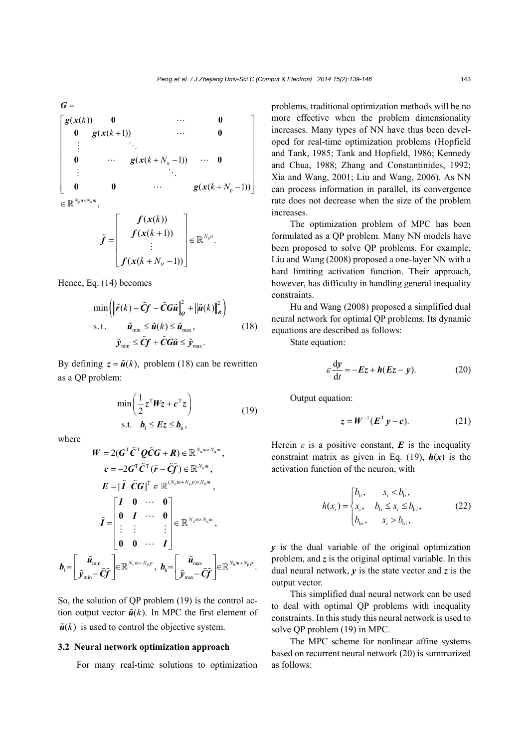$$
\boldsymbol{G} = \begin{bmatrix} \boldsymbol{g}(\boldsymbol{x}(k)) & \boldsymbol{0} & & \cdots & & \boldsymbol{0} \\ \boldsymbol{0} & \boldsymbol{g}(\boldsymbol{x}(k+1)) & & \cdots & & \boldsymbol{0} \\ \vdots & & \ddots & & & \\ \boldsymbol{0} & \cdots & \boldsymbol{g}(\boldsymbol{x}(k+N_\mathrm{u}-1)) & \cdots & & \boldsymbol{0} \\ \vdots & & & \ddots & & \\ \boldsymbol{0} & \boldsymbol{0} & & \cdots & & \boldsymbol{g}(\boldsymbol{x}(k+N_\mathrm{p}-1)) \end{bmatrix} \in \mathbb{R}^{N_\mathrm{p}n \times N_\mathrm{u}m},
$$

$$
\tilde{\boldsymbol{f}} = \begin{bmatrix} \boldsymbol{f}(\boldsymbol{x}(k)) \\ \boldsymbol{f}(\boldsymbol{x}(k+1)) \\ \vdots \\ \boldsymbol{f}(\boldsymbol{x}(k+N_\mathrm{p}-1)) \end{bmatrix} \in \mathbb{R}^{N_\mathrm{p}n}.
$$

Hence, Eq. (14) becomes

$$
\begin{aligned}
&\min\left( \left\| \tilde{\boldsymbol{r}}(k) - \tilde{\boldsymbol{C}}\tilde{\boldsymbol{f}} - \tilde{\boldsymbol{C}}\boldsymbol{G}\tilde{\boldsymbol{u}} \right\|_{\boldsymbol{Q}}^2 + \left\| \tilde{\boldsymbol{u}}(k) \right\|_{\boldsymbol{R}}^2 \right) \\
&\text{s.t.} \quad \tilde{\boldsymbol{u}}_{\min} \le \tilde{\boldsymbol{u}}(k) \le \tilde{\boldsymbol{u}}_{\max}, \\
&\qquad \tilde{\boldsymbol{y}}_{\min} \le \tilde{\boldsymbol{C}}\tilde{\boldsymbol{f}} + \tilde{\boldsymbol{C}}\boldsymbol{G}\tilde{\boldsymbol{u}} \le \tilde{\boldsymbol{y}}_{\max}.
\end{aligned} \tag{18}
$$

By defining $\boldsymbol{z} = \tilde{\boldsymbol{u}}(k)$, problem (18) can be rewritten as a QP problem:

$$
\begin{aligned}
&\min\left( \frac{1}{2}\boldsymbol{z}^\mathrm{T}\boldsymbol{W}\boldsymbol{z} + \boldsymbol{c}^\mathrm{T}\boldsymbol{z} \right) \\
&\text{s.t.} \quad \boldsymbol{b}_\mathrm{l} \le \boldsymbol{E}\boldsymbol{z} \le \boldsymbol{b}_\mathrm{h},
\end{aligned} \tag{19}
$$

where

$$
\boldsymbol{W} = 2(\boldsymbol{G}^\mathrm{T}\tilde{\boldsymbol{C}}^\mathrm{T}\boldsymbol{Q}\tilde{\boldsymbol{C}}\boldsymbol{G} + \boldsymbol{R}) \in \mathbb{R}^{N_\mathrm{u}m \times N_\mathrm{u}m},
$$

$$
\boldsymbol{c} = -2\boldsymbol{G}^\mathrm{T}\tilde{\boldsymbol{C}}^\mathrm{T}(\tilde{\boldsymbol{r}} - \tilde{\boldsymbol{C}}\tilde{\boldsymbol{f}}) \in \mathbb{R}^{N_\mathrm{u}m},
$$

$$
\boldsymbol{E} = [\tilde{\boldsymbol{I}} \ \ \tilde{\boldsymbol{C}}\boldsymbol{G}]^\mathrm{T} \in \mathbb{R}^{(N_\mathrm{u}m + N_\mathrm{p}p) \times N_\mathrm{u}m},
$$

$$
\tilde{\boldsymbol{I}} = \begin{bmatrix} \boldsymbol{I} & \boldsymbol{0} & \cdots & \boldsymbol{0} \\ \boldsymbol{0} & \boldsymbol{I} & \cdots & \boldsymbol{0} \\ \vdots & \vdots & & \vdots \\ \boldsymbol{0} & \boldsymbol{0} & \cdots & \boldsymbol{I} \end{bmatrix} \in \mathbb{R}^{N_\mathrm{u}m \times N_\mathrm{u}m},
$$

$$
\boldsymbol{b}_\mathrm{l} = \begin{bmatrix} \tilde{\boldsymbol{u}}_{\min} \\ \tilde{\boldsymbol{y}}_{\min} - \tilde{\boldsymbol{C}}\tilde{\boldsymbol{f}} \end{bmatrix} \in \mathbb{R}^{N_\mathrm{u}m + N_\mathrm{p}p}, \quad \boldsymbol{b}_\mathrm{h} = \begin{bmatrix} \tilde{\boldsymbol{u}}_{\max} \\ \tilde{\boldsymbol{y}}_{\max} - \tilde{\boldsymbol{C}}\tilde{\boldsymbol{f}} \end{bmatrix} \in \mathbb{R}^{N_\mathrm{u}m + N_\mathrm{p}p}.
$$

So, the solution of QP problem (19) is the control action output vector $\tilde{\boldsymbol{u}}(k)$. In MPC the first element of $\tilde{\boldsymbol{u}}(k)$ is used to control the objective system.

### 3.2 Neural network optimization approach

For many real-time solutions to optimization problems, traditional optimization methods will be no more effective when the problem dimensionality increases. Many types of NN have thus been developed for real-time optimization problems (Hopfield and Tank, 1985; Tank and Hopfield, 1986; Kennedy and Chua, 1988; Zhang and Constantinides, 1992; Xia and Wang, 2001; Liu and Wang, 2006). As NN can process information in parallel, its convergence rate does not decrease when the size of the problem increases.

The optimization problem of MPC has been formulated as a QP problem. Many NN models have been proposed to solve QP problems. For example, Liu and Wang (2008) proposed a one-layer NN with a hard limiting activation function. Their approach, however, has difficulty in handling general inequality constraints.

Hu and Wang (2008) proposed a simplified dual neural network for optimal QP problems. Its dynamic equations are described as follows:

State equation:

$$
\varepsilon \frac{\mathrm{d}\boldsymbol{y}}{\mathrm{d}t} = -\boldsymbol{E}\boldsymbol{z} + \boldsymbol{h}(\boldsymbol{E}\boldsymbol{z} - \boldsymbol{y}). \tag{20}
$$

Output equation:

$$
\boldsymbol{z} = \boldsymbol{W}^{-1}(\boldsymbol{E}^\mathrm{T}\boldsymbol{y} - \boldsymbol{c}). \tag{21}
$$

Herein $\varepsilon$ is a positive constant, $\boldsymbol{E}$ is the inequality constraint matrix as given in Eq. (19), $\boldsymbol{h}(\boldsymbol{x})$ is the activation function of the neuron, with

$$
h(x_i) = \begin{cases} b_{\mathrm{l}i}, & x_i < b_{\mathrm{l}i}, \\ x_i, & b_{\mathrm{l}i} \le x_i \le b_{\mathrm{h}i}, \\ b_{\mathrm{h}i}, & x_i > b_{\mathrm{h}i}, \end{cases} \tag{22}
$$

$\boldsymbol{y}$ is the dual variable of the original optimization problem, and $\boldsymbol{z}$ is the original optimal variable. In this dual neural network, $\boldsymbol{y}$ is the state vector and $\boldsymbol{z}$ is the output vector.

This simplified dual neural network can be used to deal with optimal QP problems with inequality constraints. In this study this neural network is used to solve QP problem (19) in MPC.

The MPC scheme for nonlinear affine systems based on recurrent neural network (20) is summarized as follows: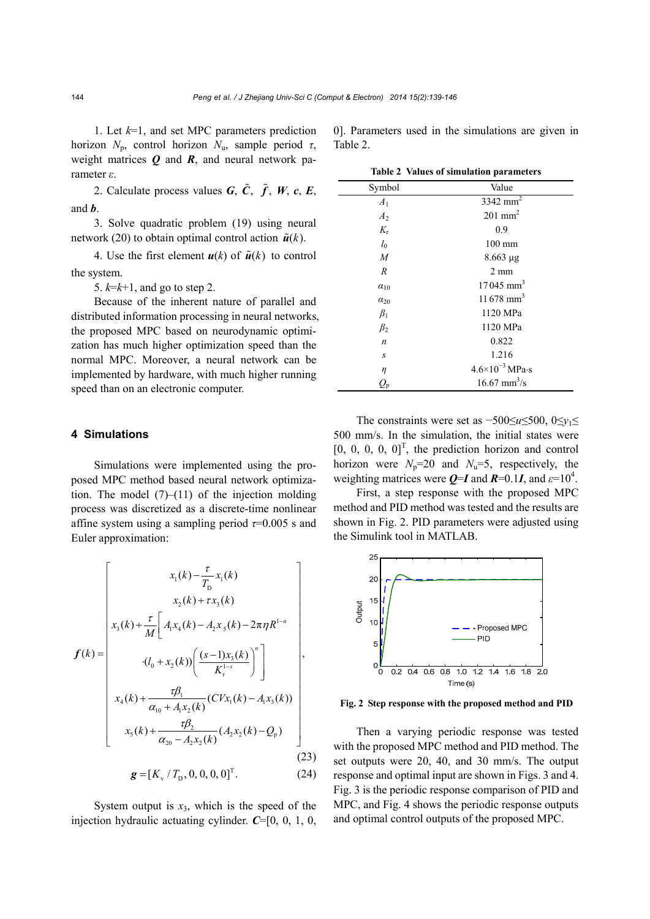1. Let $k$=1, and set MPC parameters prediction horizon $N_p$, control horizon $N_u$, sample period $\tau$, weight matrices $\boldsymbol{Q}$ and $\boldsymbol{R}$, and neural network parameter $\varepsilon$.

2. Calculate process values $\boldsymbol{G}$, $\tilde{\boldsymbol{C}}$, $\tilde{\boldsymbol{f}}$, $\boldsymbol{W}$, $\boldsymbol{c}$, $\boldsymbol{E}$, and $\boldsymbol{b}$.

3. Solve quadratic problem (19) using neural network (20) to obtain optimal control action $\tilde{\boldsymbol{u}}(k)$.

4. Use the first element $\boldsymbol{u}(k)$ of $\tilde{\boldsymbol{u}}(k)$ to control the system.

5. $k$=$k$+1, and go to step 2.

Because of the inherent nature of parallel and distributed information processing in neural networks, the proposed MPC based on neurodynamic optimization has much higher optimization speed than the normal MPC. Moreover, a neural network can be implemented by hardware, with much higher running speed than on an electronic computer.

## 4 Simulations

Simulations were implemented using the proposed MPC method based neural network optimization. The model (7)–(11) of the injection molding process was discretized as a discrete-time nonlinear affine system using a sampling period $\tau$=0.005 s and Euler approximation:

$$\boldsymbol{f}(k)=\begin{bmatrix} x_1(k)-\dfrac{\tau}{T_{\mathrm{D}}}x_1(k) \\ x_2(k)+\tau x_3(k) \\ x_3(k)+\dfrac{\tau}{M}\Bigg[A_1x_4(k)-A_2x_5(k)-2\pi\eta R^{1-n} \\ \cdot(l_0+x_2(k))\left(\dfrac{(s-1)x_3(k)}{K_{\mathrm{r}}^{1-s}}\right)^n\Bigg] \\ x_4(k)+\dfrac{\tau\beta_1}{\alpha_{10}+A_1x_2(k)}(CVx_1(k)-A_1x_3(k)) \\ x_5(k)+\dfrac{\tau\beta_2}{\alpha_{20}-A_2x_2(k)}(A_2x_2(k)-Q_{\mathrm{p}}) \end{bmatrix}, \tag{23}$$

$$\boldsymbol{g}=[K_{\mathrm{v}}/T_{\mathrm{D}},0,0,0,0]^{\mathrm{T}}. \tag{24}$$

System output is $x_3$, which is the speed of the injection hydraulic actuating cylinder. $\boldsymbol{C}$=[0, 0, 1, 0, 0]. Parameters used in the simulations are given in Table 2.

**Table 2 Values of simulation parameters**

| Symbol | Value |
|---|---|
| $A_1$ | 3342 mm$^2$ |
| $A_2$ | 201 mm$^2$ |
| $K_r$ | 0.9 |
| $l_0$ | 100 mm |
| $M$ | 8.663 μg |
| $R$ | 2 mm |
| $\alpha_{10}$ | 17045 mm$^3$ |
| $\alpha_{20}$ | 11678 mm$^3$ |
| $\beta_1$ | 1120 MPa |
| $\beta_2$ | 1120 MPa |
| $n$ | 0.822 |
| $s$ | 1.216 |
| $\eta$ | $4.6\times10^{-3}$ MPa·s |
| $Q_p$ | 16.67 mm$^3$/s |

The constraints were set as $-500\le u\le 500$, $0\le y_1\le 500$ mm/s. In the simulation, the initial states were $[0, 0, 0, 0, 0]^{\mathrm{T}}$, the prediction horizon and control horizon were $N_p$=20 and $N_u$=5, respectively, the weighting matrices were $\boldsymbol{Q}$=$\boldsymbol{I}$ and $\boldsymbol{R}$=0.1$\boldsymbol{I}$, and $\varepsilon$=$10^4$.

First, a step response with the proposed MPC method and PID method was tested and the results are shown in Fig. 2. PID parameters were adjusted using the Simulink tool in MATLAB.

**Fig. 2 Step response with the proposed method and PID**

Then a varying periodic response was tested with the proposed MPC method and PID method. The set outputs were 20, 40, and 30 mm/s. The output response and optimal input are shown in Figs. 3 and 4. Fig. 3 is the periodic response comparison of PID and MPC, and Fig. 4 shows the periodic response outputs and optimal control outputs of the proposed MPC.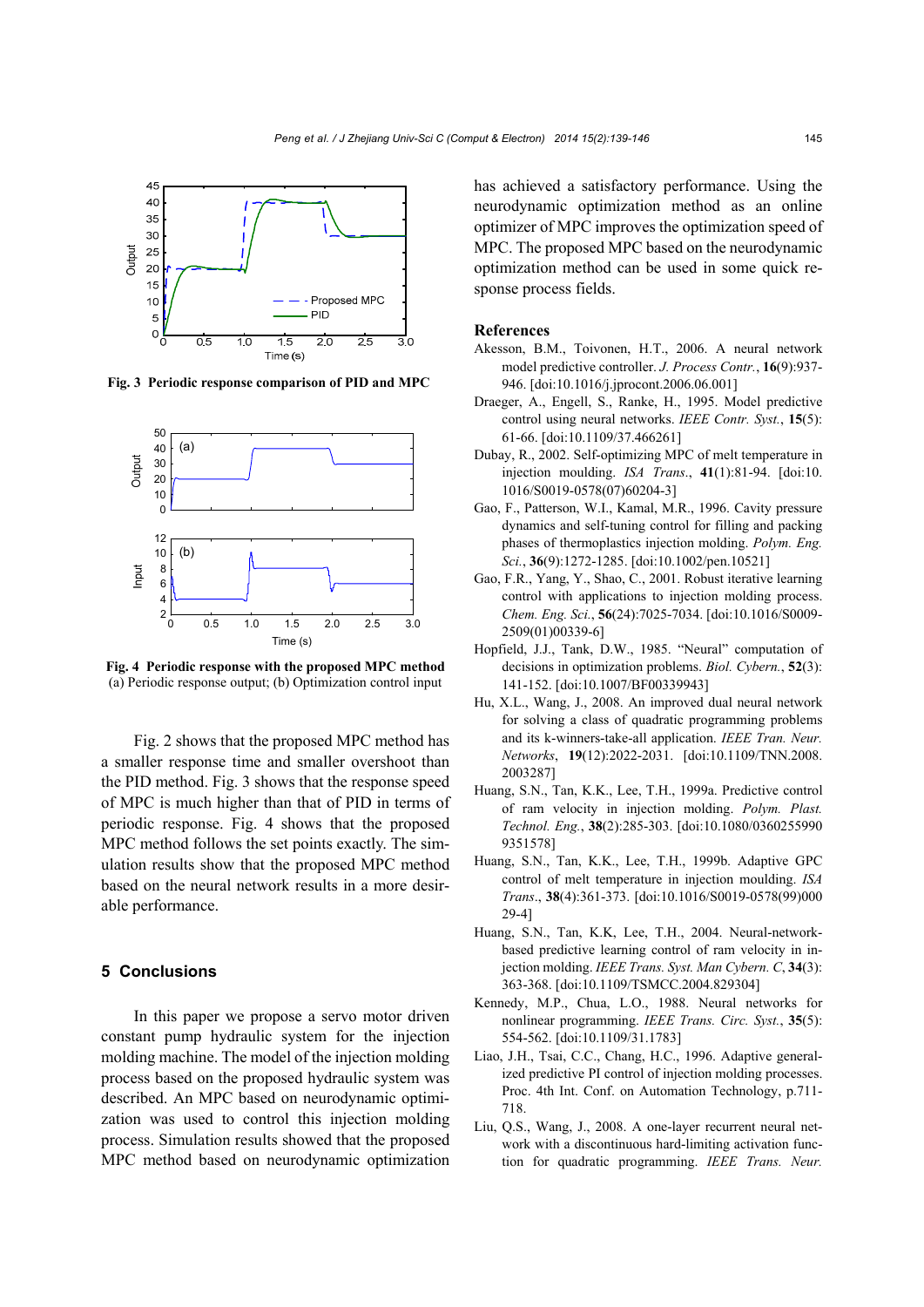Fig. 3 Periodic response comparison of PID and MPC

Fig. 4 Periodic response with the proposed MPC method
(a) Periodic response output; (b) Optimization control input

Fig. 2 shows that the proposed MPC method has a smaller response time and smaller overshoot than the PID method. Fig. 3 shows that the response speed of MPC is much higher than that of PID in terms of periodic response. Fig. 4 shows that the proposed MPC method follows the set points exactly. The simulation results show that the proposed MPC method based on the neural network results in a more desirable performance.

## 5 Conclusions

In this paper we propose a servo motor driven constant pump hydraulic system for the injection molding machine. The model of the injection molding process based on the proposed hydraulic system was described. An MPC based on neurodynamic optimization was used to control this injection molding process. Simulation results showed that the proposed MPC method based on neurodynamic optimization has achieved a satisfactory performance. Using the neurodynamic optimization method as an online optimizer of MPC improves the optimization speed of MPC. The proposed MPC based on the neurodynamic optimization method can be used in some quick response process fields.

## References

Akesson, B.M., Toivonen, H.T., 2006. A neural network model predictive controller. *J. Process Contr.*, **16**(9):937-946. [doi:10.1016/j.jprocont.2006.06.001]

Draeger, A., Engell, S., Ranke, H., 1995. Model predictive control using neural networks. *IEEE Contr. Syst.*, **15**(5):61-66. [doi:10.1109/37.466261]

Dubay, R., 2002. Self-optimizing MPC of melt temperature in injection moulding. *ISA Trans.*, **41**(1):81-94. [doi:10.1016/S0019-0578(07)60204-3]

Gao, F., Patterson, W.I., Kamal, M.R., 1996. Cavity pressure dynamics and self-tuning control for filling and packing phases of thermoplastics injection molding. *Polym. Eng. Sci.*, **36**(9):1272-1285. [doi:10.1002/pen.10521]

Gao, F.R., Yang, Y., Shao, C., 2001. Robust iterative learning control with applications to injection molding process. *Chem. Eng. Sci.*, **56**(24):7025-7034. [doi:10.1016/S0009-2509(01)00339-6]

Hopfield, J.J., Tank, D.W., 1985. "Neural" computation of decisions in optimization problems. *Biol. Cybern.*, **52**(3):141-152. [doi:10.1007/BF00339943]

Hu, X.L., Wang, J., 2008. An improved dual neural network for solving a class of quadratic programming problems and its k-winners-take-all application. *IEEE Tran. Neur. Networks*, **19**(12):2022-2031. [doi:10.1109/TNN.2008.2003287]

Huang, S.N., Tan, K.K., Lee, T.H., 1999a. Predictive control of ram velocity in injection molding. *Polym. Plast. Technol. Eng.*, **38**(2):285-303. [doi:10.1080/03602559909351578]

Huang, S.N., Tan, K.K., Lee, T.H., 1999b. Adaptive GPC control of melt temperature in injection moulding. *ISA Trans.*, **38**(4):361-373. [doi:10.1016/S0019-0578(99)00029-4]

Huang, S.N., Tan, K.K, Lee, T.H., 2004. Neural-network-based predictive learning control of ram velocity in injection molding. *IEEE Trans. Syst. Man Cybern. C*, **34**(3):363-368. [doi:10.1109/TSMCC.2004.829304]

Kennedy, M.P., Chua, L.O., 1988. Neural networks for nonlinear programming. *IEEE Trans. Circ. Syst.*, **35**(5):554-562. [doi:10.1109/31.1783]

Liao, J.H., Tsai, C.C., Chang, H.C., 1996. Adaptive generalized predictive PI control of injection molding processes. Proc. 4th Int. Conf. on Automation Technology, p.711-718.

Liu, Q.S., Wang, J., 2008. A one-layer recurrent neural network with a discontinuous hard-limiting activation function for quadratic programming. *IEEE Trans. Neur.*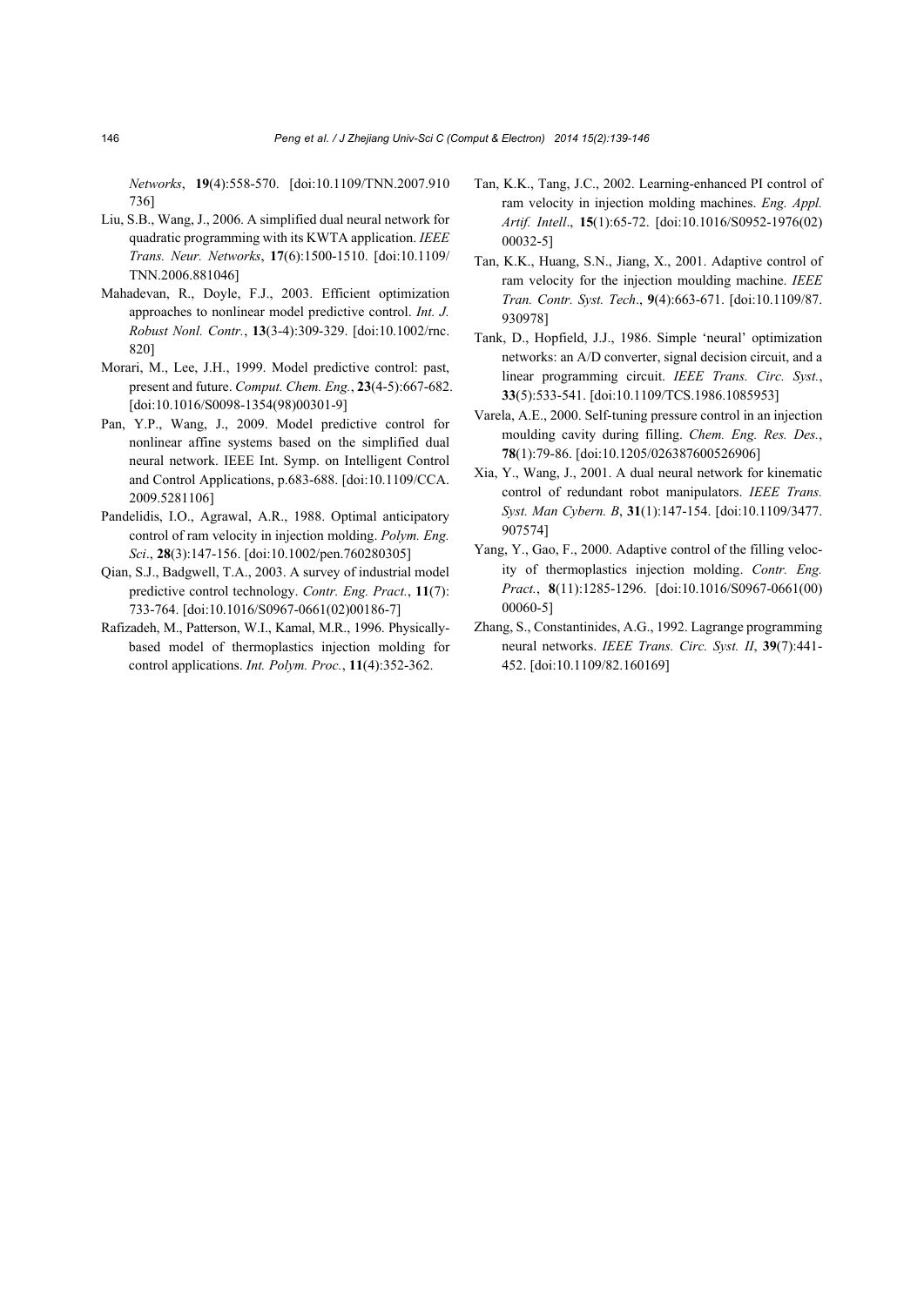*Networks*, **19**(4):558-570. [doi:10.1109/TNN.2007.910736]

Liu, S.B., Wang, J., 2006. A simplified dual neural network for quadratic programming with its KWTA application. *IEEE Trans. Neur. Networks*, **17**(6):1500-1510. [doi:10.1109/TNN.2006.881046]

Mahadevan, R., Doyle, F.J., 2003. Efficient optimization approaches to nonlinear model predictive control. *Int. J. Robust Nonl. Contr.*, **13**(3-4):309-329. [doi:10.1002/rnc.820]

Morari, M., Lee, J.H., 1999. Model predictive control: past, present and future. *Comput. Chem. Eng.*, **23**(4-5):667-682. [doi:10.1016/S0098-1354(98)00301-9]

Pan, Y.P., Wang, J., 2009. Model predictive control for nonlinear affine systems based on the simplified dual neural network. IEEE Int. Symp. on Intelligent Control and Control Applications, p.683-688. [doi:10.1109/CCA.2009.5281106]

Pandelidis, I.O., Agrawal, A.R., 1988. Optimal anticipatory control of ram velocity in injection molding. *Polym. Eng. Sci*., **28**(3):147-156. [doi:10.1002/pen.760280305]

Qian, S.J., Badgwell, T.A., 2003. A survey of industrial model predictive control technology. *Contr. Eng. Pract.*, **11**(7):733-764. [doi:10.1016/S0967-0661(02)00186-7]

Rafizadeh, M., Patterson, W.I., Kamal, M.R., 1996. Physically-based model of thermoplastics injection molding for control applications. *Int. Polym. Proc.*, **11**(4):352-362.

Tan, K.K., Tang, J.C., 2002. Learning-enhanced PI control of ram velocity in injection molding machines. *Eng. Appl. Artif. Intell*., **15**(1):65-72. [doi:10.1016/S0952-1976(02)00032-5]

Tan, K.K., Huang, S.N., Jiang, X., 2001. Adaptive control of ram velocity for the injection moulding machine. *IEEE Tran. Contr. Syst. Tech*., **9**(4):663-671. [doi:10.1109/87.930978]

Tank, D., Hopfield, J.J., 1986. Simple 'neural' optimization networks: an A/D converter, signal decision circuit, and a linear programming circuit. *IEEE Trans. Circ. Syst.*, **33**(5):533-541. [doi:10.1109/TCS.1986.1085953]

Varela, A.E., 2000. Self-tuning pressure control in an injection moulding cavity during filling. *Chem. Eng. Res. Des.*, **78**(1):79-86. [doi:10.1205/026387600526906]

Xia, Y., Wang, J., 2001. A dual neural network for kinematic control of redundant robot manipulators. *IEEE Trans. Syst. Man Cybern. B*, **31**(1):147-154. [doi:10.1109/3477.907574]

Yang, Y., Gao, F., 2000. Adaptive control of the filling velocity of thermoplastics injection molding. *Contr. Eng. Pract.*, **8**(11):1285-1296. [doi:10.1016/S0967-0661(00)00060-5]

Zhang, S., Constantinides, A.G., 1992. Lagrange programming neural networks. *IEEE Trans. Circ. Syst. II*, **39**(7):441-452. [doi:10.1109/82.160169]